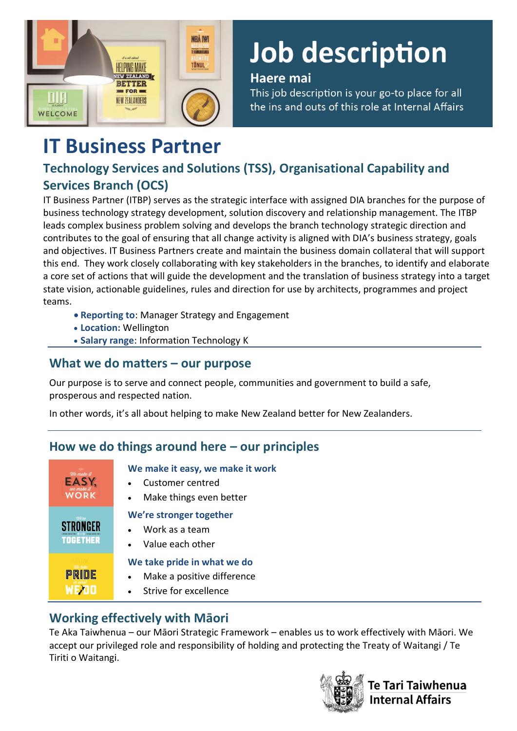# Job description

**Haere mai**

This job description is your go-to place for all the ins and outs of this role at Internal Affairs

# IT Business Partner

## Technology Services and Solutions (TSS), Organisational Capability and Services Branch (OCS)

IT Business Partner (ITBP) serves as the strategic interface with assigned DIA branches for the purpose of business technology strategy development, solution discovery and relationship management. The ITBP leads complex business problem solving and develops the branch technology strategic direction and contributes to the goal of ensuring that all change activity is aligned with DIA's business strategy, goals and objectives. IT Business Partners create and maintain the business domain collateral that will support this end. They work closely collaborating with key stakeholders in the branches, to identify and elaborate a core set of actions that will guide the development and the translation of business strategy into a target state vision, actionable guidelines, rules and direction for use by architects, programmes and project teams.

- **Reporting to**: Manager Strategy and Engagement
- **Location:** Wellington
- **Salary range**: Information Technology K

## What we do matters – our purpose

Our purpose is to serve and connect people, communities and government to build a safe, prosperous and respected nation.

In other words, it's all about helping to make New Zealand better for New Zealanders.

## How we do things around here – our principles

### We make it easy, we make it work

- Customer centred
- Make things even better

### We're stronger together

- Work as a team
- Value each other

### We take pride in what we do

- Make a positive difference
- Strive for excellence

## Working effectively with Māori

Te Aka Taiwhenua – our Māori Strategic Framework – enables us to work effectively with Māori. We accept our privileged role and responsibility of holding and protecting the Treaty of Waitangi / Te Tiriti o Waitangi.

Te Tari Taiwhenua Internal Affairs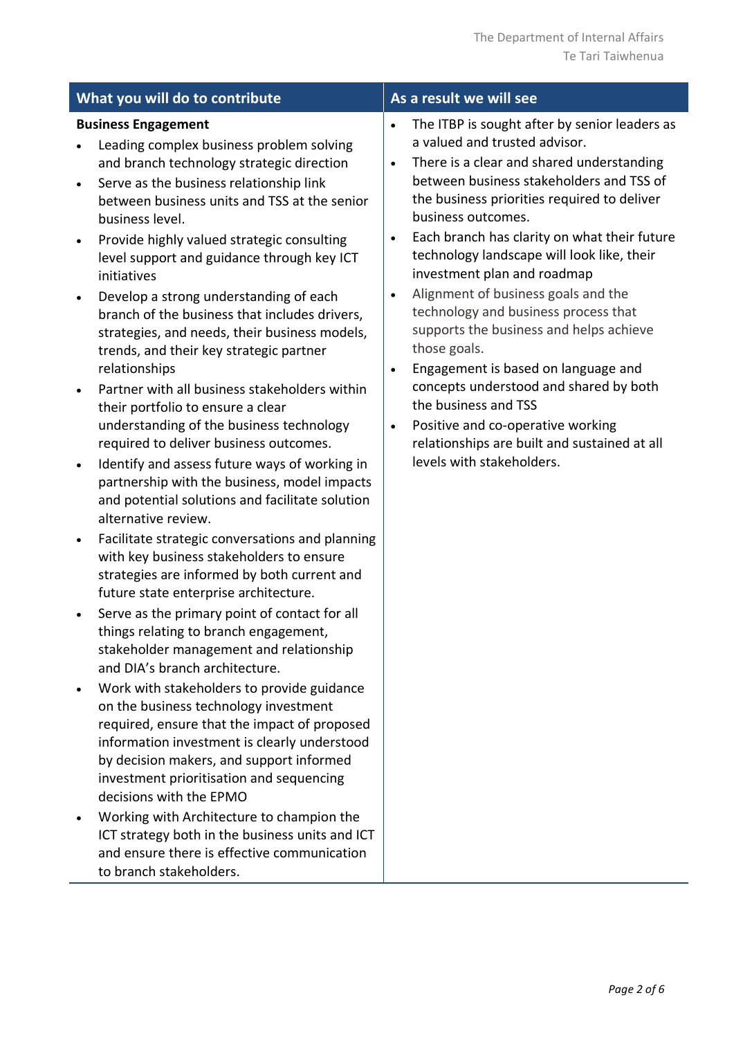| What you will do to contribute | As a result we will see |
| --- | --- |
| **Business Engagement**<br>• Leading complex business problem solving and branch technology strategic direction<br>• Serve as the business relationship link between business units and TSS at the senior business level.<br>• Provide highly valued strategic consulting level support and guidance through key ICT initiatives<br>• Develop a strong understanding of each branch of the business that includes drivers, strategies, and needs, their business models, trends, and their key strategic partner relationships<br>• Partner with all business stakeholders within their portfolio to ensure a clear understanding of the business technology required to deliver business outcomes.<br>• Identify and assess future ways of working in partnership with the business, model impacts and potential solutions and facilitate solution alternative review.<br>• Facilitate strategic conversations and planning with key business stakeholders to ensure strategies are informed by both current and future state enterprise architecture.<br>• Serve as the primary point of contact for all things relating to branch engagement, stakeholder management and relationship and DIA's branch architecture.<br>• Work with stakeholders to provide guidance on the business technology investment required, ensure that the impact of proposed information investment is clearly understood by decision makers, and support informed investment prioritisation and sequencing decisions with the EPMO<br>• Working with Architecture to champion the ICT strategy both in the business units and ICT and ensure there is effective communication to branch stakeholders. | • The ITBP is sought after by senior leaders as a valued and trusted advisor.<br>• There is a clear and shared understanding between business stakeholders and TSS of the business priorities required to deliver business outcomes.<br>• Each branch has clarity on what their future technology landscape will look like, their investment plan and roadmap<br>• Alignment of business goals and the technology and business process that supports the business and helps achieve those goals.<br>• Engagement is based on language and concepts understood and shared by both the business and TSS<br>• Positive and co-operative working relationships are built and sustained at all levels with stakeholders. |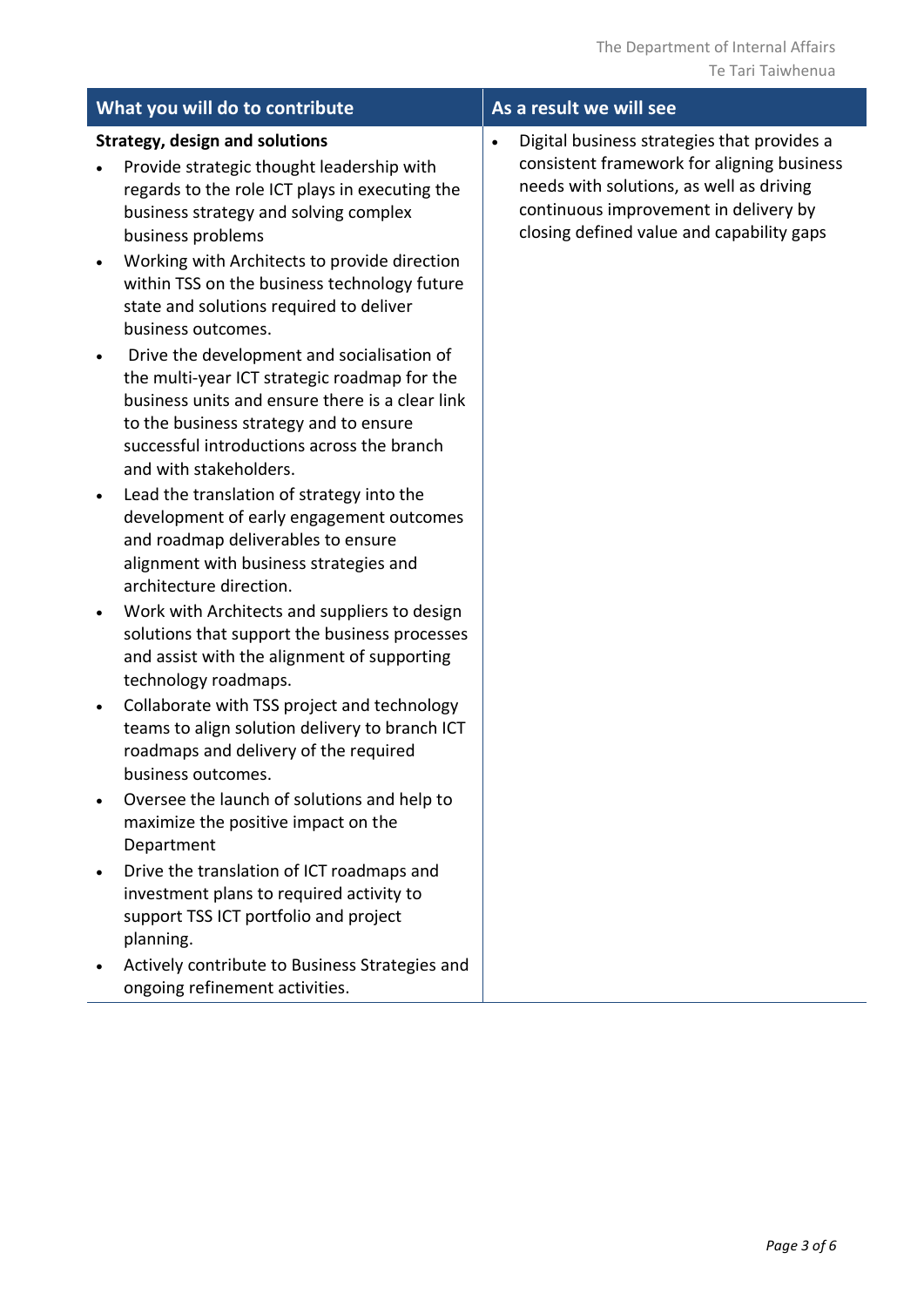| What you will do to contribute | As a result we will see |
|---|---|
| **Strategy, design and solutions**<br>• Provide strategic thought leadership with regards to the role ICT plays in executing the business strategy and solving complex business problems<br>• Working with Architects to provide direction within TSS on the business technology future state and solutions required to deliver business outcomes.<br>• Drive the development and socialisation of the multi-year ICT strategic roadmap for the business units and ensure there is a clear link to the business strategy and to ensure successful introductions across the branch and with stakeholders.<br>• Lead the translation of strategy into the development of early engagement outcomes and roadmap deliverables to ensure alignment with business strategies and architecture direction.<br>• Work with Architects and suppliers to design solutions that support the business processes and assist with the alignment of supporting technology roadmaps.<br>• Collaborate with TSS project and technology teams to align solution delivery to branch ICT roadmaps and delivery of the required business outcomes.<br>• Oversee the launch of solutions and help to maximize the positive impact on the Department<br>• Drive the translation of ICT roadmaps and investment plans to required activity to support TSS ICT portfolio and project planning.<br>• Actively contribute to Business Strategies and ongoing refinement activities. | • Digital business strategies that provides a consistent framework for aligning business needs with solutions, as well as driving continuous improvement in delivery by closing defined value and capability gaps |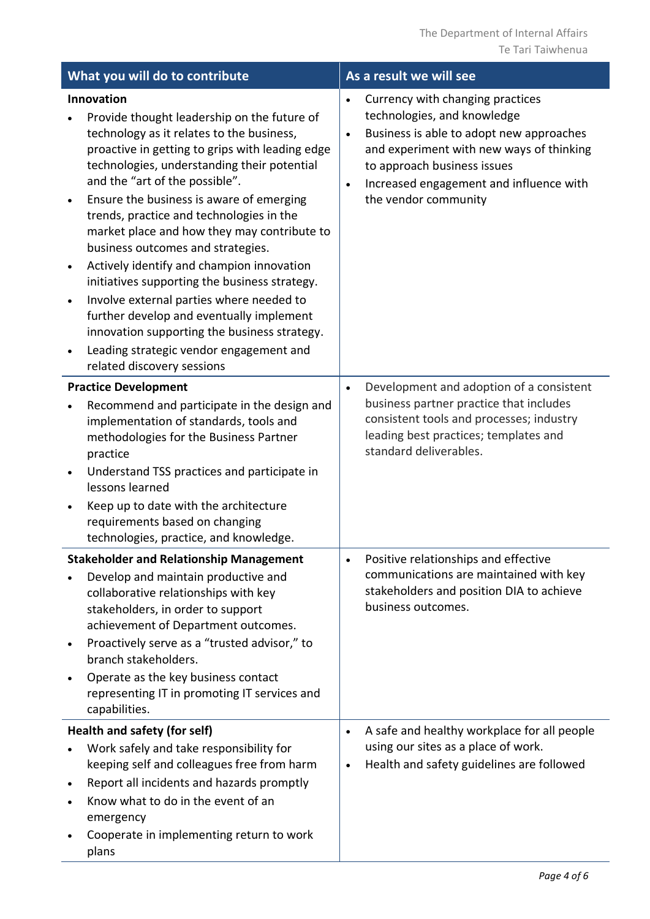| What you will do to contribute | As a result we will see |
|---|---|
| **Innovation**<br>• Provide thought leadership on the future of technology as it relates to the business, proactive in getting to grips with leading edge technologies, understanding their potential and the "art of the possible".<br>• Ensure the business is aware of emerging trends, practice and technologies in the market place and how they may contribute to business outcomes and strategies.<br>• Actively identify and champion innovation initiatives supporting the business strategy.<br>• Involve external parties where needed to further develop and eventually implement innovation supporting the business strategy.<br>• Leading strategic vendor engagement and related discovery sessions | • Currency with changing practices technologies, and knowledge<br>• Business is able to adopt new approaches and experiment with new ways of thinking to approach business issues<br>• Increased engagement and influence with the vendor community |
| **Practice Development**<br>• Recommend and participate in the design and implementation of standards, tools and methodologies for the Business Partner practice<br>• Understand TSS practices and participate in lessons learned<br>• Keep up to date with the architecture requirements based on changing technologies, practice, and knowledge. | • Development and adoption of a consistent business partner practice that includes consistent tools and processes; industry leading best practices; templates and standard deliverables. |
| **Stakeholder and Relationship Management**<br>• Develop and maintain productive and collaborative relationships with key stakeholders, in order to support achievement of Department outcomes.<br>• Proactively serve as a "trusted advisor," to branch stakeholders.<br>• Operate as the key business contact representing IT in promoting IT services and capabilities. | • Positive relationships and effective communications are maintained with key stakeholders and position DIA to achieve business outcomes. |
| **Health and safety (for self)**<br>• Work safely and take responsibility for keeping self and colleagues free from harm<br>• Report all incidents and hazards promptly<br>• Know what to do in the event of an emergency<br>• Cooperate in implementing return to work plans | • A safe and healthy workplace for all people using our sites as a place of work.<br>• Health and safety guidelines are followed |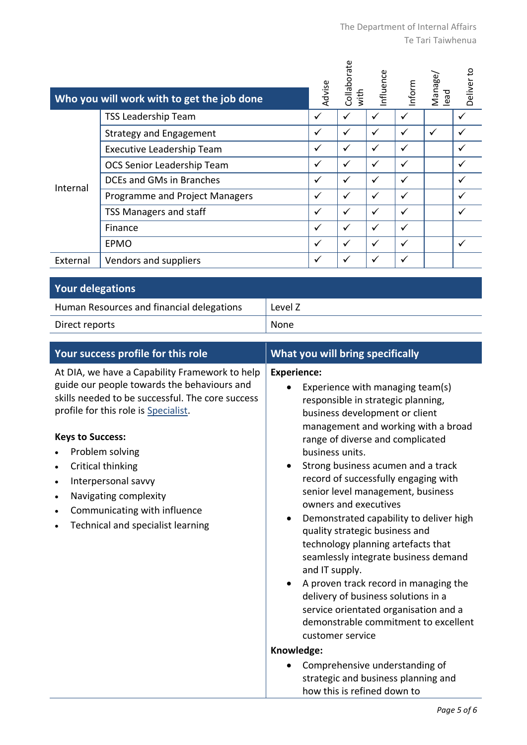| Who you will work with to get the job done | | Advise | Collaborate with | Influence | Inform | Manage/ lead | Deliver to |
|---|---|---|---|---|---|---|---|
| Internal | TSS Leadership Team | ✓ | ✓ | ✓ | ✓ | | ✓ |
| | Strategy and Engagement | ✓ | ✓ | ✓ | ✓ | ✓ | ✓ |
| | Executive Leadership Team | ✓ | ✓ | ✓ | ✓ | | ✓ |
| | OCS Senior Leadership Team | ✓ | ✓ | ✓ | ✓ | | ✓ |
| | DCEs and GMs in Branches | ✓ | ✓ | ✓ | ✓ | | ✓ |
| | Programme and Project Managers | ✓ | ✓ | ✓ | ✓ | | ✓ |
| | TSS Managers and staff | ✓ | ✓ | ✓ | ✓ | | ✓ |
| | Finance | ✓ | ✓ | ✓ | ✓ | | |
| | EPMO | ✓ | ✓ | ✓ | ✓ | | ✓ |
| External | Vendors and suppliers | ✓ | ✓ | ✓ | ✓ | | |

| Your delegations | |
|---|---|
| Human Resources and financial delegations | Level Z |
| Direct reports | None |

## Your success profile for this role

At DIA, we have a Capability Framework to help guide our people towards the behaviours and skills needed to be successful. The core success profile for this role is Specialist.

**Keys to Success:**

- Problem solving
- Critical thinking
- Interpersonal savvy
- Navigating complexity
- Communicating with influence
- Technical and specialist learning

## What you will bring specifically

**Experience:**

- Experience with managing team(s) responsible in strategic planning, business development or client management and working with a broad range of diverse and complicated business units.
- Strong business acumen and a track record of successfully engaging with senior level management, business owners and executives
- Demonstrated capability to deliver high quality strategic business and technology planning artefacts that seamlessly integrate business demand and IT supply.
- A proven track record in managing the delivery of business solutions in a service orientated organisation and a demonstrable commitment to excellent customer service

**Knowledge:**

- Comprehensive understanding of strategic and business planning and how this is refined down to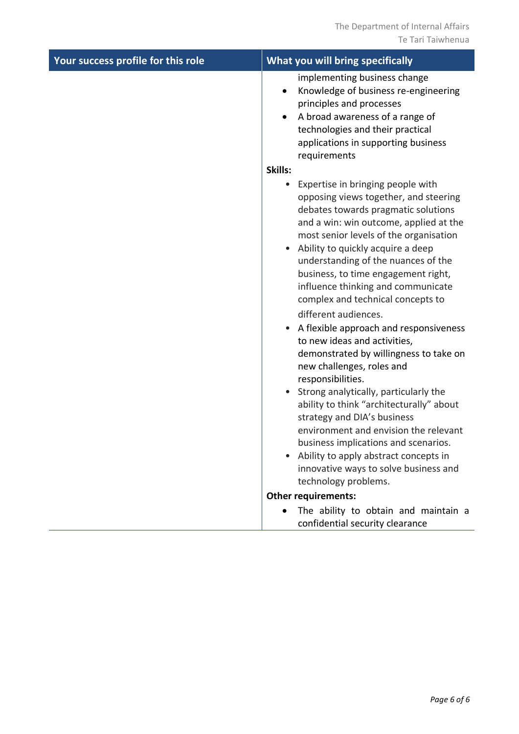| Your success profile for this role | What you will bring specifically |
|---|---|
| | implementing business change<br>• Knowledge of business re-engineering principles and processes<br>• A broad awareness of a range of technologies and their practical applications in supporting business requirements<br>**Skills:**<br>• Expertise in bringing people with opposing views together, and steering debates towards pragmatic solutions and a win: win outcome, applied at the most senior levels of the organisation<br>• Ability to quickly acquire a deep understanding of the nuances of the business, to time engagement right, influence thinking and communicate complex and technical concepts to different audiences.<br>• A flexible approach and responsiveness to new ideas and activities, demonstrated by willingness to take on new challenges, roles and responsibilities.<br>• Strong analytically, particularly the ability to think "architecturally" about strategy and DIA's business environment and envision the relevant business implications and scenarios.<br>• Ability to apply abstract concepts in innovative ways to solve business and technology problems.<br>**Other requirements:**<br>• The ability to obtain and maintain a confidential security clearance |